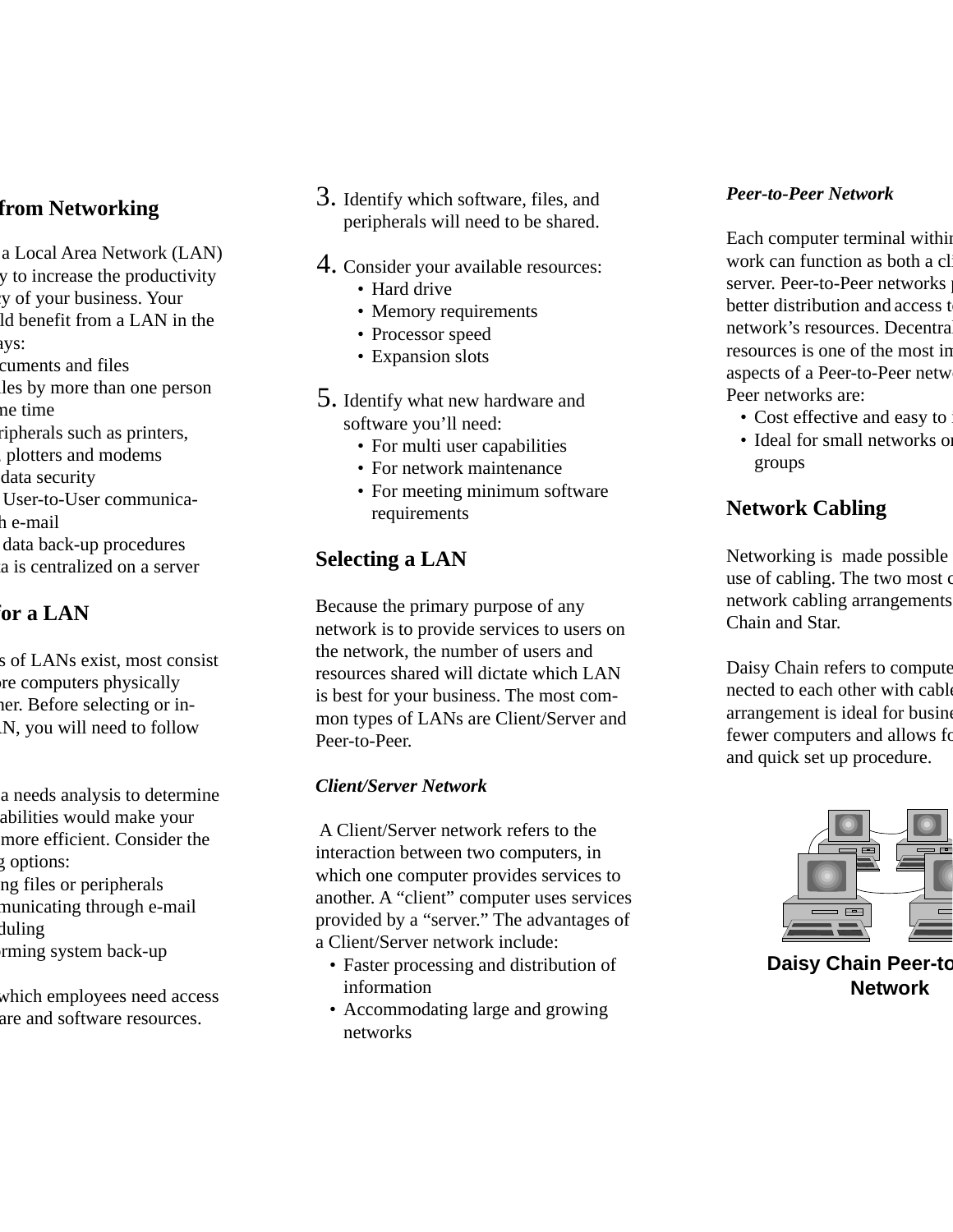## from Networking

a Local Area Network (LAN) y to increase the productivity y of your business. Your ld benefit from a LAN in the ays:

cuments and files
les by more than one person ne time
ripherals such as printers, plotters and modems
data security
User-to-User communica- h e-mail
data back-up procedures
a is centralized on a server

## for a LAN

s of LANs exist, most consist ore computers physically her. Before selecting or in- AN, you will need to follow

a needs analysis to determine abilities would make your more efficient. Consider the g options:
ng files or peripherals
municating through e-mail
duling
rming system back-up

which employees need access are and software resources.

3. Identify which software, files, and peripherals will need to be shared.

4. Consider your available resources:
   - Hard drive
   - Memory requirements
   - Processor speed
   - Expansion slots

5. Identify what new hardware and software you'll need:
   - For multi user capabilities
   - For network maintenance
   - For meeting minimum software requirements

## Selecting a LAN

Because the primary purpose of any network is to provide services to users on the network, the number of users and resources shared will dictate which LAN is best for your business. The most common types of LANs are Client/Server and Peer-to-Peer.

***Client/Server Network***

A Client/Server network refers to the interaction between two computers, in which one computer provides services to another. A "client" computer uses services provided by a "server." The advantages of a Client/Server network include:

- Faster processing and distribution of information
- Accommodating large and growing networks

***Peer-to-Peer Network***

Each computer terminal withi work can function as both a cl server. Peer-to-Peer networks better distribution and access t network's resources. Decentra resources is one of the most im aspects of a Peer-to-Peer netw Peer networks are:

- Cost effective and easy to
- Ideal for small networks o groups

## Network Cabling

Networking is made possible use of cabling. The two most c network cabling arrangements Chain and Star.

Daisy Chain refers to compute nected to each other with cabl arrangement is ideal for busine fewer computers and allows fo and quick set up procedure.

**Daisy Chain Peer-to Network**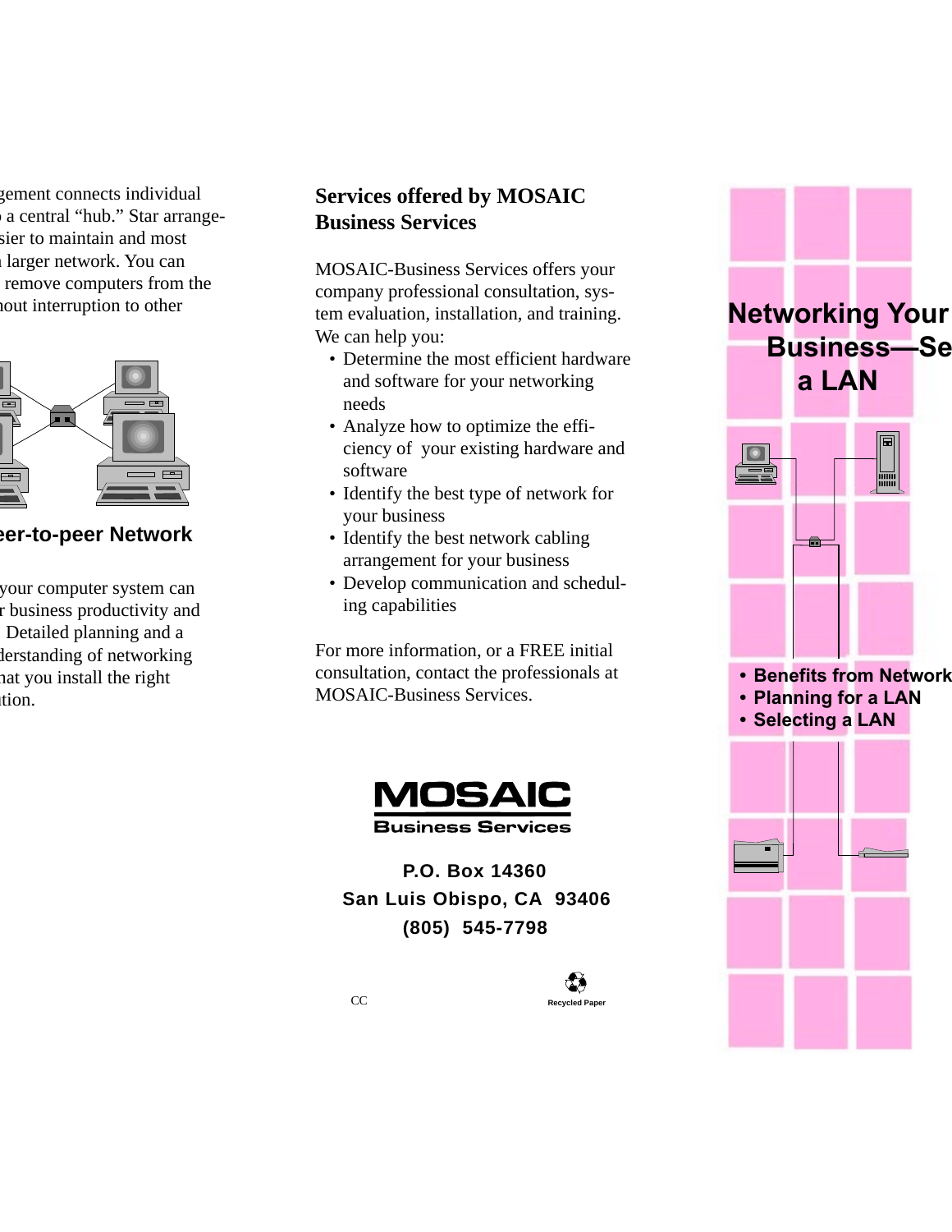gement connects individual
a central "hub." Star arrange-
sier to maintain and most
larger network. You can
remove computers from the
out interruption to other

eer-to-peer Network

your computer system can
r business productivity and
Detailed planning and a
derstanding of networking
at you install the right
tion.

## Services offered by MOSAIC Business Services

MOSAIC-Business Services offers your company professional consultation, system evaluation, installation, and training. We can help you:

- Determine the most efficient hardware and software for your networking needs
- Analyze how to optimize the efficiency of your existing hardware and software
- Identify the best type of network for your business
- Identify the best network cabling arrangement for your business
- Develop communication and scheduling capabilities

For more information, or a FREE initial consultation, contact the professionals at MOSAIC-Business Services.

**MOSAIC**
**Business Services**

**P.O. Box 14360**
**San Luis Obispo, CA 93406**
**(805) 545-7798**

CC

Recycled Paper

# Networking Your Business—Se a LAN

- **Benefits from Network**
- **Planning for a LAN**
- **Selecting a LAN**